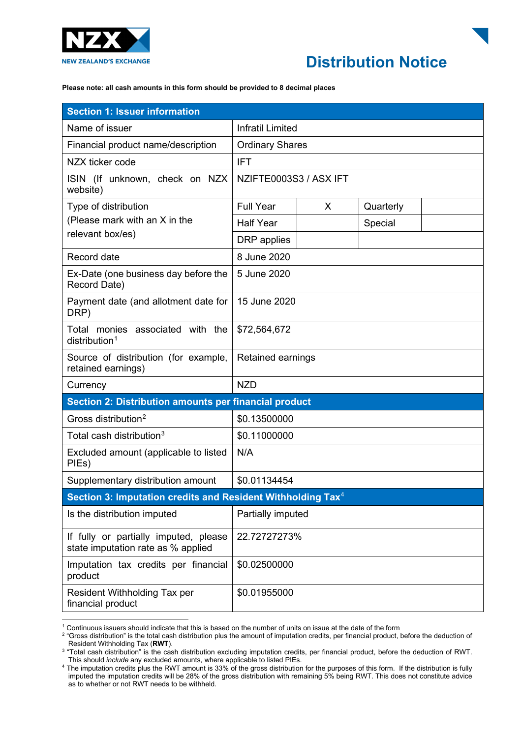NZX
NEW ZEALAND'S EXCHANGE

# Distribution Notice

**Please note: all cash amounts in this form should be provided to 8 decimal places**

| **Section 1: Issuer information** | | | | |
|---|---|---|---|---|
| Name of issuer | Infratil Limited | | | |
| Financial product name/description | Ordinary Shares | | | |
| NZX ticker code | IFT | | | |
| ISIN (If unknown, check on NZX website) | NZIFTE0003S3 / ASX IFT | | | |
| Type of distribution (Please mark with an X in the relevant box/es) | Full Year | X | Quarterly | |
| | Half Year | | Special | |
| | DRP applies | | | |
| Record date | 8 June 2020 | | | |
| Ex-Date (one business day before the Record Date) | 5 June 2020 | | | |
| Payment date (and allotment date for DRP) | 15 June 2020 | | | |
| Total monies associated with the distribution[1] | $72,564,672 | | | |
| Source of distribution (for example, retained earnings) | Retained earnings | | | |
| Currency | NZD | | | |
| **Section 2: Distribution amounts per financial product** | | | | |
| Gross distribution[2] | $0.13500000 | | | |
| Total cash distribution[3] | $0.11000000 | | | |
| Excluded amount (applicable to listed PIEs) | N/A | | | |
| Supplementary distribution amount | $0.01134454 | | | |
| **Section 3: Imputation credits and Resident Withholding Tax[4]** | | | | |
| Is the distribution imputed | Partially imputed | | | |
| If fully or partially imputed, please state imputation rate as % applied | 22.72727273% | | | |
| Imputation tax credits per financial product | $0.02500000 | | | |
| Resident Withholding Tax per financial product | $0.01955000 | | | |

[1] Continuous issuers should indicate that this is based on the number of units on issue at the date of the form

[2] "Gross distribution" is the total cash distribution plus the amount of imputation credits, per financial product, before the deduction of Resident Withholding Tax (**RWT**).

[3] "Total cash distribution" is the cash distribution excluding imputation credits, per financial product, before the deduction of RWT. This should *include* any excluded amounts, where applicable to listed PIEs.

[4] The imputation credits plus the RWT amount is 33% of the gross distribution for the purposes of this form. If the distribution is fully imputed the imputation credits will be 28% of the gross distribution with remaining 5% being RWT. This does not constitute advice as to whether or not RWT needs to be withheld.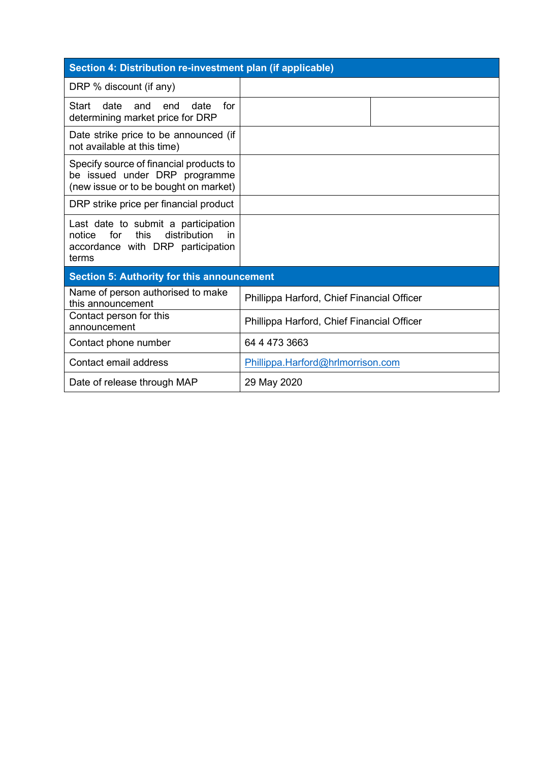| Section 4: Distribution re-investment plan (if applicable) | | |
|---|---|---|
| DRP % discount (if any) | | |
| Start date and end date for determining market price for DRP | | |
| Date strike price to be announced (if not available at this time) | | |
| Specify source of financial products to be issued under DRP programme (new issue or to be bought on market) | | |
| DRP strike price per financial product | | |
| Last date to submit a participation notice for this distribution in accordance with DRP participation terms | | |

| Section 5: Authority for this announcement | |
|---|---|
| Name of person authorised to make this announcement | Phillippa Harford, Chief Financial Officer |
| Contact person for this announcement | Phillippa Harford, Chief Financial Officer |
| Contact phone number | 64 4 473 3663 |
| Contact email address | Phillippa.Harford@hrlmorrison.com |
| Date of release through MAP | 29 May 2020 |